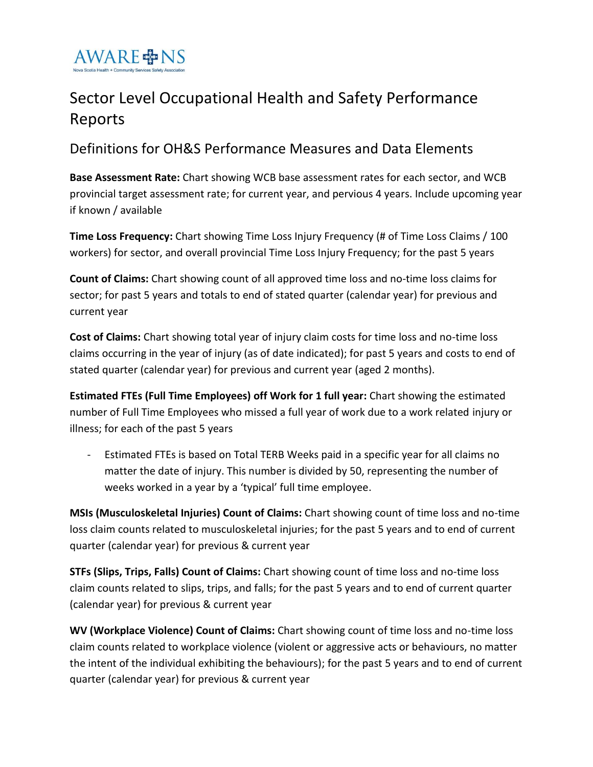AWARE NS

Nova Scotia Health + Community Services Safety Association

# Sector Level Occupational Health and Safety Performance Reports

## Definitions for OH&S Performance Measures and Data Elements

**Base Assessment Rate:** Chart showing WCB base assessment rates for each sector, and WCB provincial target assessment rate; for current year, and pervious 4 years. Include upcoming year if known / available

**Time Loss Frequency:** Chart showing Time Loss Injury Frequency (# of Time Loss Claims / 100 workers) for sector, and overall provincial Time Loss Injury Frequency; for the past 5 years

**Count of Claims:** Chart showing count of all approved time loss and no-time loss claims for sector; for past 5 years and totals to end of stated quarter (calendar year) for previous and current year

**Cost of Claims:** Chart showing total year of injury claim costs for time loss and no-time loss claims occurring in the year of injury (as of date indicated); for past 5 years and costs to end of stated quarter (calendar year) for previous and current year (aged 2 months).

**Estimated FTEs (Full Time Employees) off Work for 1 full year:** Chart showing the estimated number of Full Time Employees who missed a full year of work due to a work related injury or illness; for each of the past 5 years

- Estimated FTEs is based on Total TERB Weeks paid in a specific year for all claims no matter the date of injury. This number is divided by 50, representing the number of weeks worked in a year by a 'typical' full time employee.

**MSIs (Musculoskeletal Injuries) Count of Claims:** Chart showing count of time loss and no-time loss claim counts related to musculoskeletal injuries; for the past 5 years and to end of current quarter (calendar year) for previous & current year

**STFs (Slips, Trips, Falls) Count of Claims:** Chart showing count of time loss and no-time loss claim counts related to slips, trips, and falls; for the past 5 years and to end of current quarter (calendar year) for previous & current year

**WV (Workplace Violence) Count of Claims:** Chart showing count of time loss and no-time loss claim counts related to workplace violence (violent or aggressive acts or behaviours, no matter the intent of the individual exhibiting the behaviours); for the past 5 years and to end of current quarter (calendar year) for previous & current year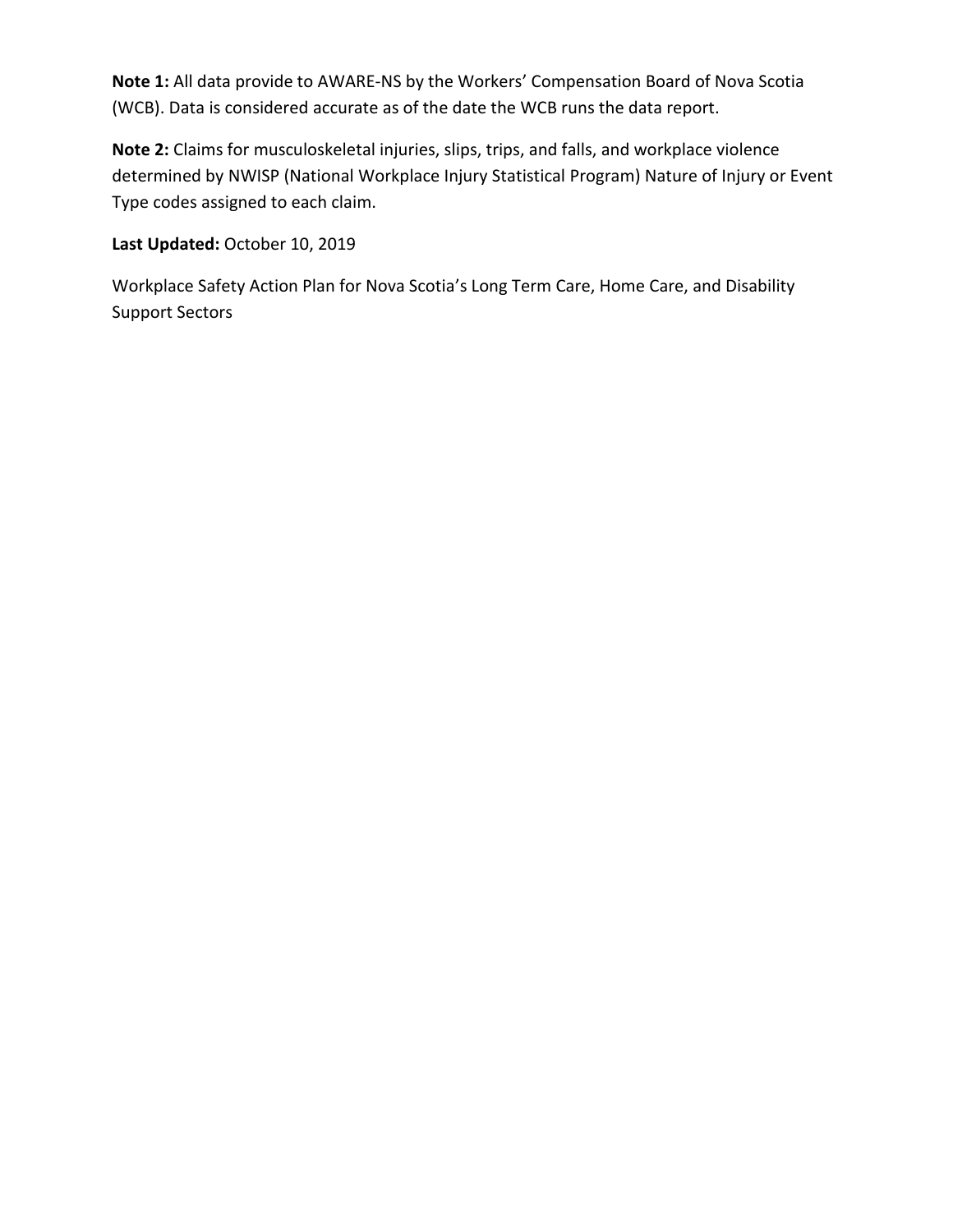**Note 1:** All data provide to AWARE-NS by the Workers' Compensation Board of Nova Scotia (WCB). Data is considered accurate as of the date the WCB runs the data report.

**Note 2:** Claims for musculoskeletal injuries, slips, trips, and falls, and workplace violence determined by NWISP (National Workplace Injury Statistical Program) Nature of Injury or Event Type codes assigned to each claim.

**Last Updated:** October 10, 2019

Workplace Safety Action Plan for Nova Scotia's Long Term Care, Home Care, and Disability Support Sectors